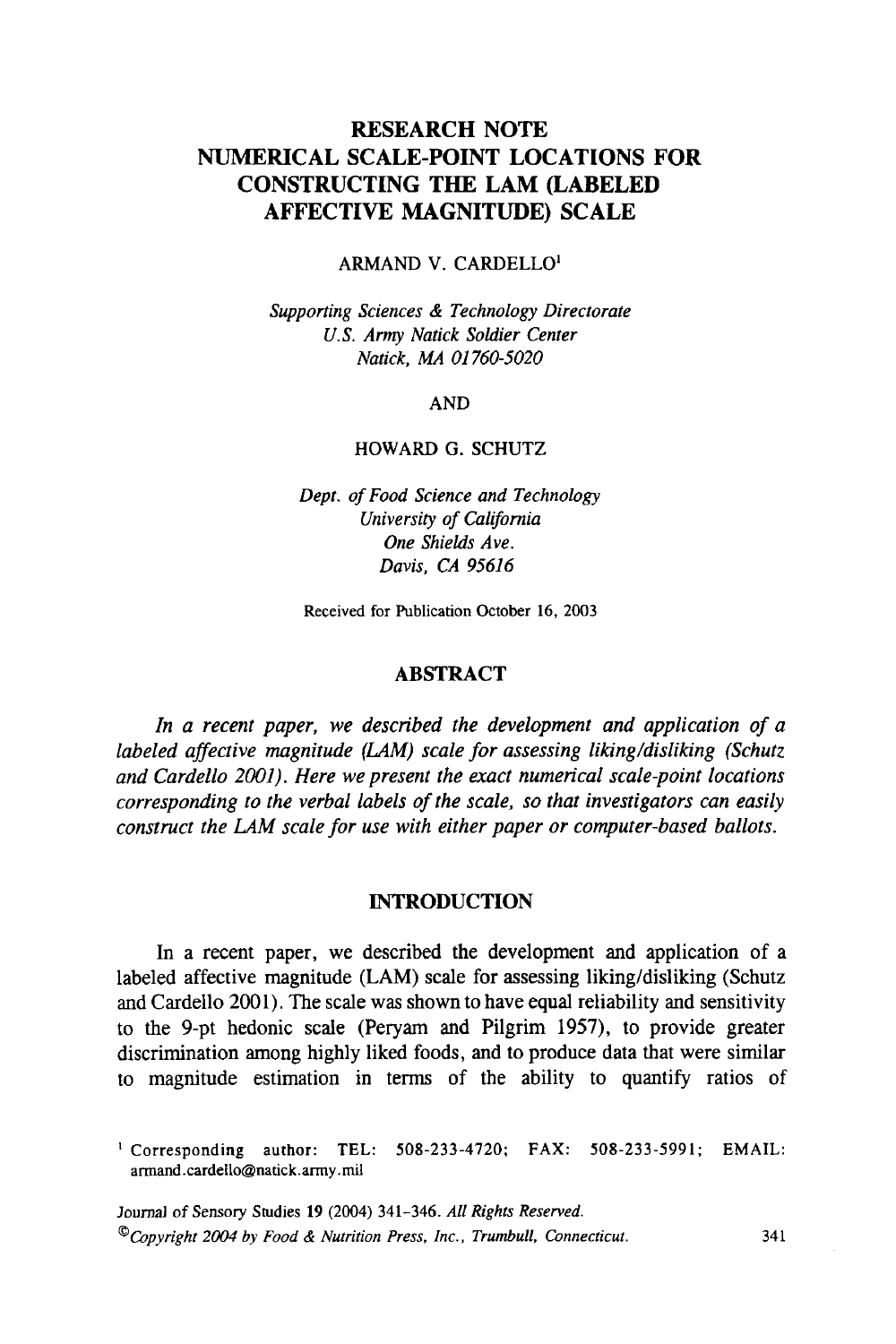# RESEARCH NOTE
# NUMERICAL SCALE-POINT LOCATIONS FOR CONSTRUCTING THE LAM (LABELED AFFECTIVE MAGNITUDE) SCALE

ARMAND V. CARDELLO[1]

*Supporting Sciences & Technology Directorate*
*U.S. Army Natick Soldier Center*
*Natick, MA 01760-5020*

AND

HOWARD G. SCHUTZ

*Dept. of Food Science and Technology*
*University of California*
*One Shields Ave.*
*Davis, CA 95616*

Received for Publication October 16, 2003

## ABSTRACT

*In a recent paper, we described the development and application of a labeled affective magnitude (LAM) scale for assessing liking/disliking (Schutz and Cardello 2001). Here we present the exact numerical scale-point locations corresponding to the verbal labels of the scale, so that investigators can easily construct the LAM scale for use with either paper or computer-based ballots.*

## INTRODUCTION

In a recent paper, we described the development and application of a labeled affective magnitude (LAM) scale for assessing liking/disliking (Schutz and Cardello 2001). The scale was shown to have equal reliability and sensitivity to the 9-pt hedonic scale (Peryam and Pilgrim 1957), to provide greater discrimination among highly liked foods, and to produce data that were similar to magnitude estimation in terms of the ability to quantify ratios of

---

[1] Corresponding author: TEL: 508-233-4720; FAX: 508-233-5991; EMAIL: armand.cardello@natick.army.mil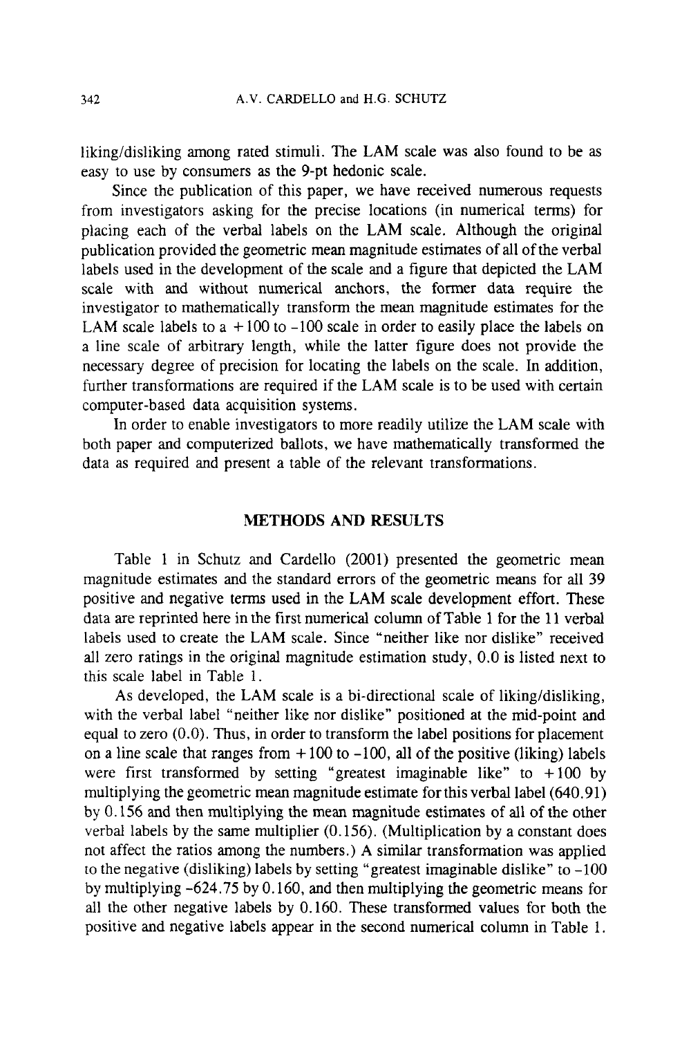liking/disliking among rated stimuli. The LAM scale was also found to be as easy to use by consumers as the 9-pt hedonic scale.

Since the publication of this paper, we have received numerous requests from investigators asking for the precise locations (in numerical terms) for placing each of the verbal labels on the LAM scale. Although the original publication provided the geometric mean magnitude estimates of all of the verbal labels used in the development of the scale and a figure that depicted the LAM scale with and without numerical anchors, the former data require the investigator to mathematically transform the mean magnitude estimates for the LAM scale labels to a +100 to -100 scale in order to easily place the labels on a line scale of arbitrary length, while the latter figure does not provide the necessary degree of precision for locating the labels on the scale. In addition, further transformations are required if the LAM scale is to be used with certain computer-based data acquisition systems.

In order to enable investigators to more readily utilize the LAM scale with both paper and computerized ballots, we have mathematically transformed the data as required and present a table of the relevant transformations.

## METHODS AND RESULTS

Table 1 in Schutz and Cardello (2001) presented the geometric mean magnitude estimates and the standard errors of the geometric means for all 39 positive and negative terms used in the LAM scale development effort. These data are reprinted here in the first numerical column of Table 1 for the 11 verbal labels used to create the LAM scale. Since "neither like nor dislike" received all zero ratings in the original magnitude estimation study, 0.0 is listed next to this scale label in Table 1.

As developed, the LAM scale is a bi-directional scale of liking/disliking, with the verbal label "neither like nor dislike" positioned at the mid-point and equal to zero (0.0). Thus, in order to transform the label positions for placement on a line scale that ranges from +100 to -100, all of the positive (liking) labels were first transformed by setting "greatest imaginable like" to +100 by multiplying the geometric mean magnitude estimate for this verbal label (640.91) by 0.156 and then multiplying the mean magnitude estimates of all of the other verbal labels by the same multiplier (0.156). (Multiplication by a constant does not affect the ratios among the numbers.) A similar transformation was applied to the negative (disliking) labels by setting "greatest imaginable dislike" to -100 by multiplying -624.75 by 0.160, and then multiplying the geometric means for all the other negative labels by 0.160. These transformed values for both the positive and negative labels appear in the second numerical column in Table 1.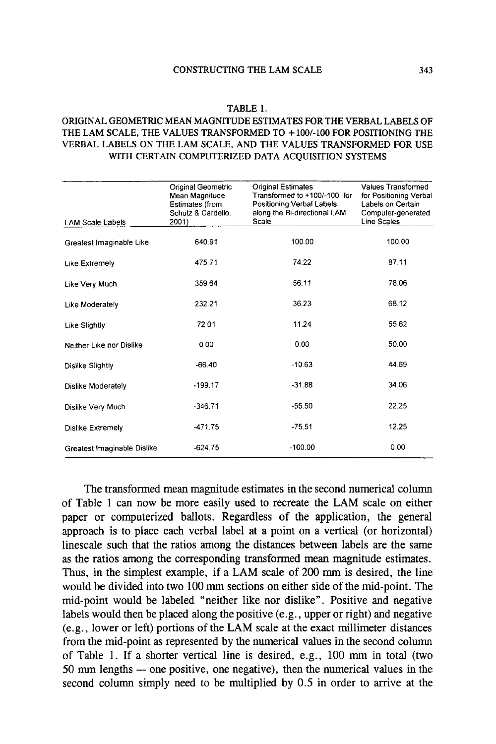TABLE 1.

ORIGINAL GEOMETRIC MEAN MAGNITUDE ESTIMATES FOR THE VERBAL LABELS OF THE LAM SCALE, THE VALUES TRANSFORMED TO +100/-100 FOR POSITIONING THE VERBAL LABELS ON THE LAM SCALE, AND THE VALUES TRANSFORMED FOR USE WITH CERTAIN COMPUTERIZED DATA ACQUISITION SYSTEMS

| LAM Scale Labels | Original Geometric Mean Magnitude Estimates (from Schutz & Cardello, 2001) | Original Estimates Transformed to +100/-100 for Positioning Verbal Labels along the Bi-directional LAM Scale | Values Transformed for Positioning Verbal Labels on Certain Computer-generated Line Scales |
|---|---|---|---|
| Greatest Imaginable Like | 640.91 | 100.00 | 100.00 |
| Like Extremely | 475.71 | 74.22 | 87.11 |
| Like Very Much | 359.64 | 56.11 | 78.06 |
| Like Moderately | 232.21 | 36.23 | 68.12 |
| Like Slightly | 72.01 | 11.24 | 55.62 |
| Neither Like nor Dislike | 0.00 | 0.00 | 50.00 |
| Dislike Slightly | -66.40 | -10.63 | 44.69 |
| Dislike Moderately | -199.17 | -31.88 | 34.06 |
| Dislike Very Much | -346.71 | -55.50 | 22.25 |
| Dislike Extremely | -471.75 | -75.51 | 12.25 |
| Greatest Imaginable Dislike | -624.75 | -100.00 | 0.00 |

The transformed mean magnitude estimates in the second numerical column of Table 1 can now be more easily used to recreate the LAM scale on either paper or computerized ballots. Regardless of the application, the general approach is to place each verbal label at a point on a vertical (or horizontal) linescale such that the ratios among the distances between labels are the same as the ratios among the corresponding transformed mean magnitude estimates. Thus, in the simplest example, if a LAM scale of 200 mm is desired, the line would be divided into two 100 mm sections on either side of the mid-point. The mid-point would be labeled "neither like nor dislike". Positive and negative labels would then be placed along the positive (e.g., upper or right) and negative (e.g., lower or left) portions of the LAM scale at the exact millimeter distances from the mid-point as represented by the numerical values in the second column of Table 1. If a shorter vertical line is desired, e.g., 100 mm in total (two 50 mm lengths — one positive, one negative), then the numerical values in the second column simply need to be multiplied by 0.5 in order to arrive at the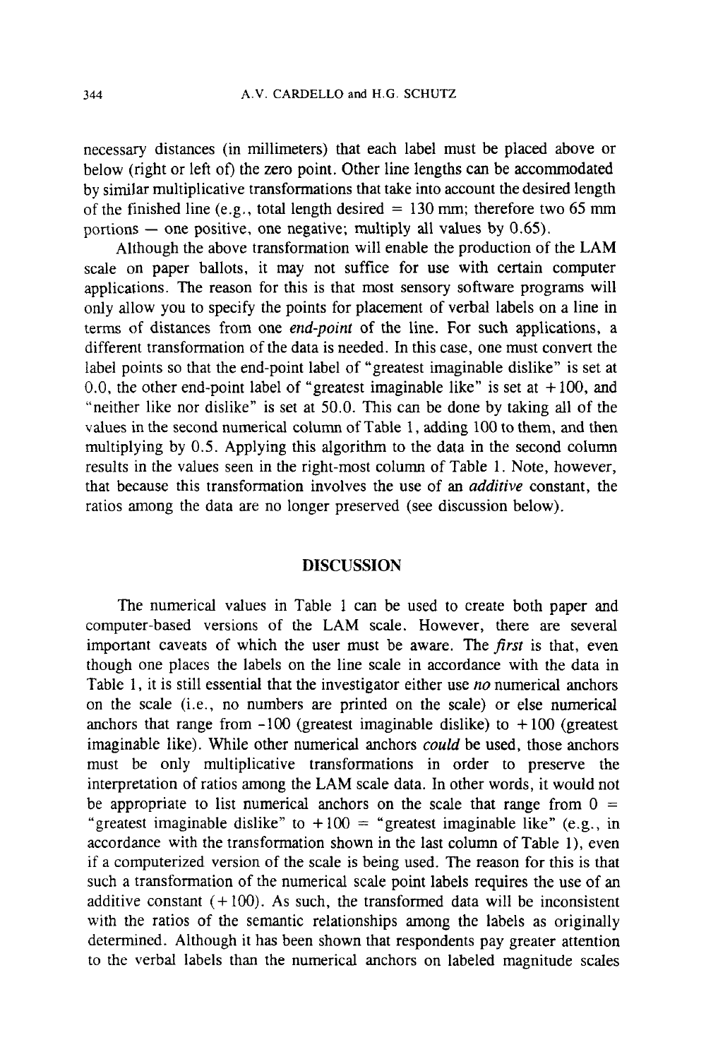necessary distances (in millimeters) that each label must be placed above or below (right or left of) the zero point. Other line lengths can be accommodated by similar multiplicative transformations that take into account the desired length of the finished line (e.g., total length desired = 130 mm; therefore two 65 mm portions — one positive, one negative; multiply all values by 0.65).

Although the above transformation will enable the production of the LAM scale on paper ballots, it may not suffice for use with certain computer applications. The reason for this is that most sensory software programs will only allow you to specify the points for placement of verbal labels on a line in terms of distances from one *end-point* of the line. For such applications, a different transformation of the data is needed. In this case, one must convert the label points so that the end-point label of "greatest imaginable dislike" is set at 0.0, the other end-point label of "greatest imaginable like" is set at +100, and "neither like nor dislike" is set at 50.0. This can be done by taking all of the values in the second numerical column of Table 1, adding 100 to them, and then multiplying by 0.5. Applying this algorithm to the data in the second column results in the values seen in the right-most column of Table 1. Note, however, that because this transformation involves the use of an *additive* constant, the ratios among the data are no longer preserved (see discussion below).

## DISCUSSION

The numerical values in Table 1 can be used to create both paper and computer-based versions of the LAM scale. However, there are several important caveats of which the user must be aware. The *first* is that, even though one places the labels on the line scale in accordance with the data in Table 1, it is still essential that the investigator either use *no* numerical anchors on the scale (i.e., no numbers are printed on the scale) or else numerical anchors that range from -100 (greatest imaginable dislike) to +100 (greatest imaginable like). While other numerical anchors *could* be used, those anchors must be only multiplicative transformations in order to preserve the interpretation of ratios among the LAM scale data. In other words, it would not be appropriate to list numerical anchors on the scale that range from 0 = "greatest imaginable dislike" to +100 = "greatest imaginable like" (e.g., in accordance with the transformation shown in the last column of Table 1), even if a computerized version of the scale is being used. The reason for this is that such a transformation of the numerical scale point labels requires the use of an additive constant (+100). As such, the transformed data will be inconsistent with the ratios of the semantic relationships among the labels as originally determined. Although it has been shown that respondents pay greater attention to the verbal labels than the numerical anchors on labeled magnitude scales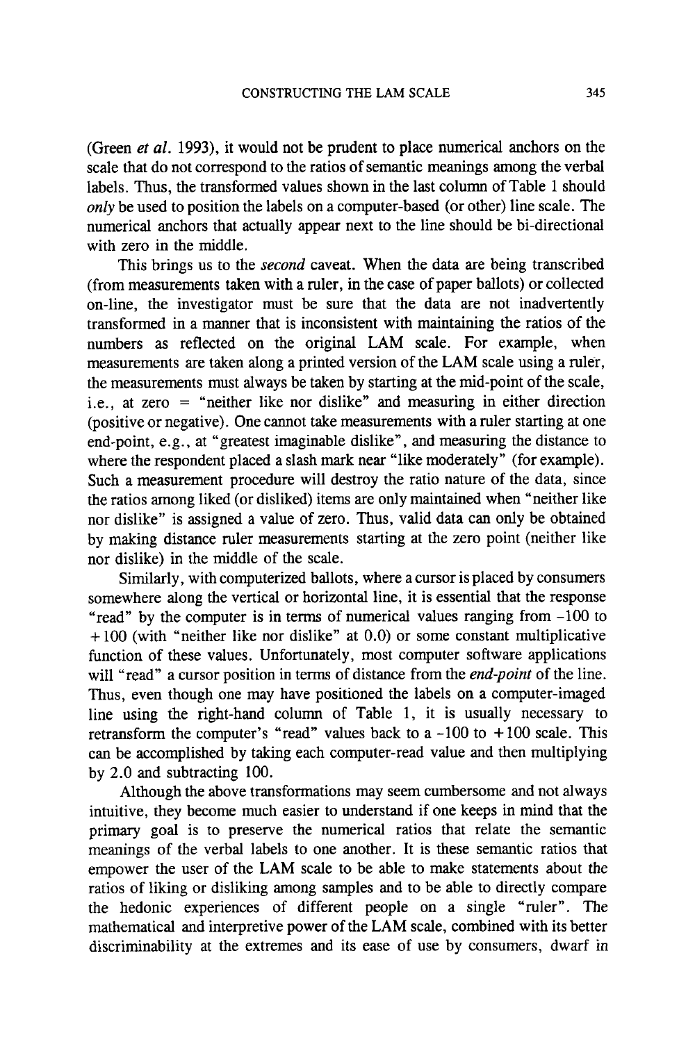(Green *et al.* 1993), it would not be prudent to place numerical anchors on the scale that do not correspond to the ratios of semantic meanings among the verbal labels. Thus, the transformed values shown in the last column of Table 1 should *only* be used to position the labels on a computer-based (or other) line scale. The numerical anchors that actually appear next to the line should be bi-directional with zero in the middle.

This brings us to the *second* caveat. When the data are being transcribed (from measurements taken with a ruler, in the case of paper ballots) or collected on-line, the investigator must be sure that the data are not inadvertently transformed in a manner that is inconsistent with maintaining the ratios of the numbers as reflected on the original LAM scale. For example, when measurements are taken along a printed version of the LAM scale using a ruler, the measurements must always be taken by starting at the mid-point of the scale, i.e., at zero = "neither like nor dislike" and measuring in either direction (positive or negative). One cannot take measurements with a ruler starting at one end-point, e.g., at "greatest imaginable dislike", and measuring the distance to where the respondent placed a slash mark near "like moderately" (for example). Such a measurement procedure will destroy the ratio nature of the data, since the ratios among liked (or disliked) items are only maintained when "neither like nor dislike" is assigned a value of zero. Thus, valid data can only be obtained by making distance ruler measurements starting at the zero point (neither like nor dislike) in the middle of the scale.

Similarly, with computerized ballots, where a cursor is placed by consumers somewhere along the vertical or horizontal line, it is essential that the response "read" by the computer is in terms of numerical values ranging from -100 to +100 (with "neither like nor dislike" at 0.0) or some constant multiplicative function of these values. Unfortunately, most computer software applications will "read" a cursor position in terms of distance from the *end-point* of the line. Thus, even though one may have positioned the labels on a computer-imaged line using the right-hand column of Table 1, it is usually necessary to retransform the computer's "read" values back to a -100 to +100 scale. This can be accomplished by taking each computer-read value and then multiplying by 2.0 and subtracting 100.

Although the above transformations may seem cumbersome and not always intuitive, they become much easier to understand if one keeps in mind that the primary goal is to preserve the numerical ratios that relate the semantic meanings of the verbal labels to one another. It is these semantic ratios that empower the user of the LAM scale to be able to make statements about the ratios of liking or disliking among samples and to be able to directly compare the hedonic experiences of different people on a single "ruler". The mathematical and interpretive power of the LAM scale, combined with its better discriminability at the extremes and its ease of use by consumers, dwarf in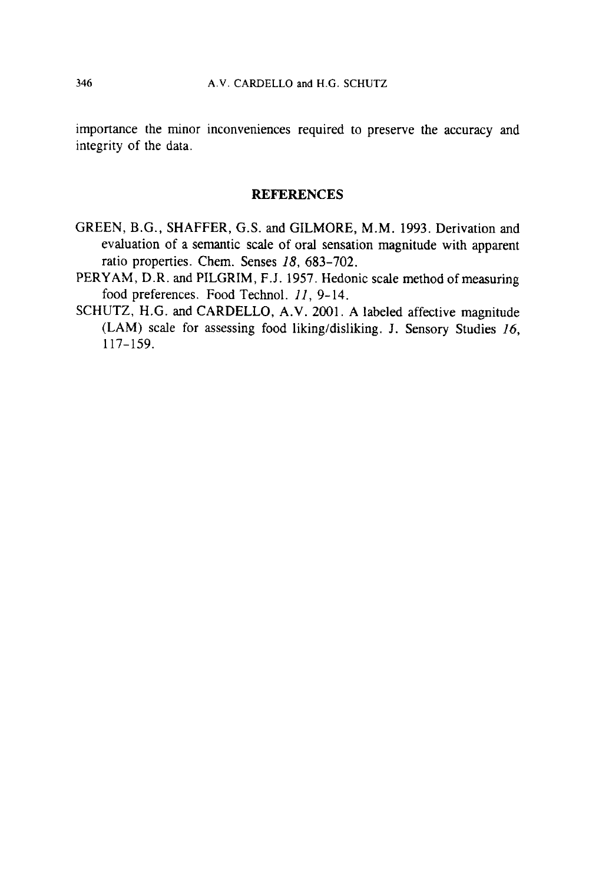importance the minor inconveniences required to preserve the accuracy and integrity of the data.

## REFERENCES

GREEN, B.G., SHAFFER, G.S. and GILMORE, M.M. 1993. Derivation and evaluation of a semantic scale of oral sensation magnitude with apparent ratio properties. Chem. Senses *18*, 683–702.

PERYAM, D.R. and PILGRIM, F.J. 1957. Hedonic scale method of measuring food preferences. Food Technol. *11*, 9–14.

SCHUTZ, H.G. and CARDELLO, A.V. 2001. A labeled affective magnitude (LAM) scale for assessing food liking/disliking. J. Sensory Studies *16*, 117–159.